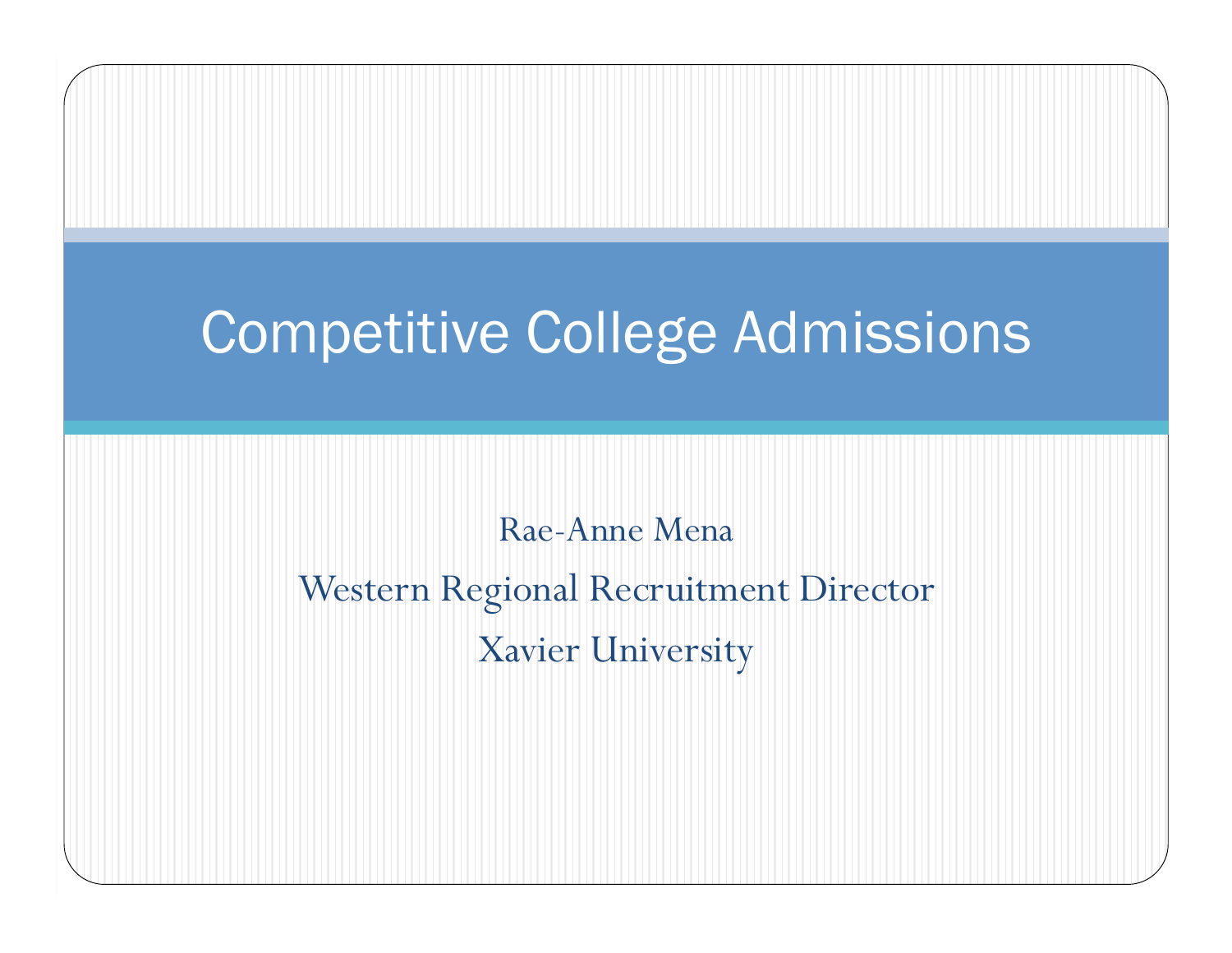# Competitive College Admissions

Rae-Anne Mena

Western Regional Recruitment Director

Xavier University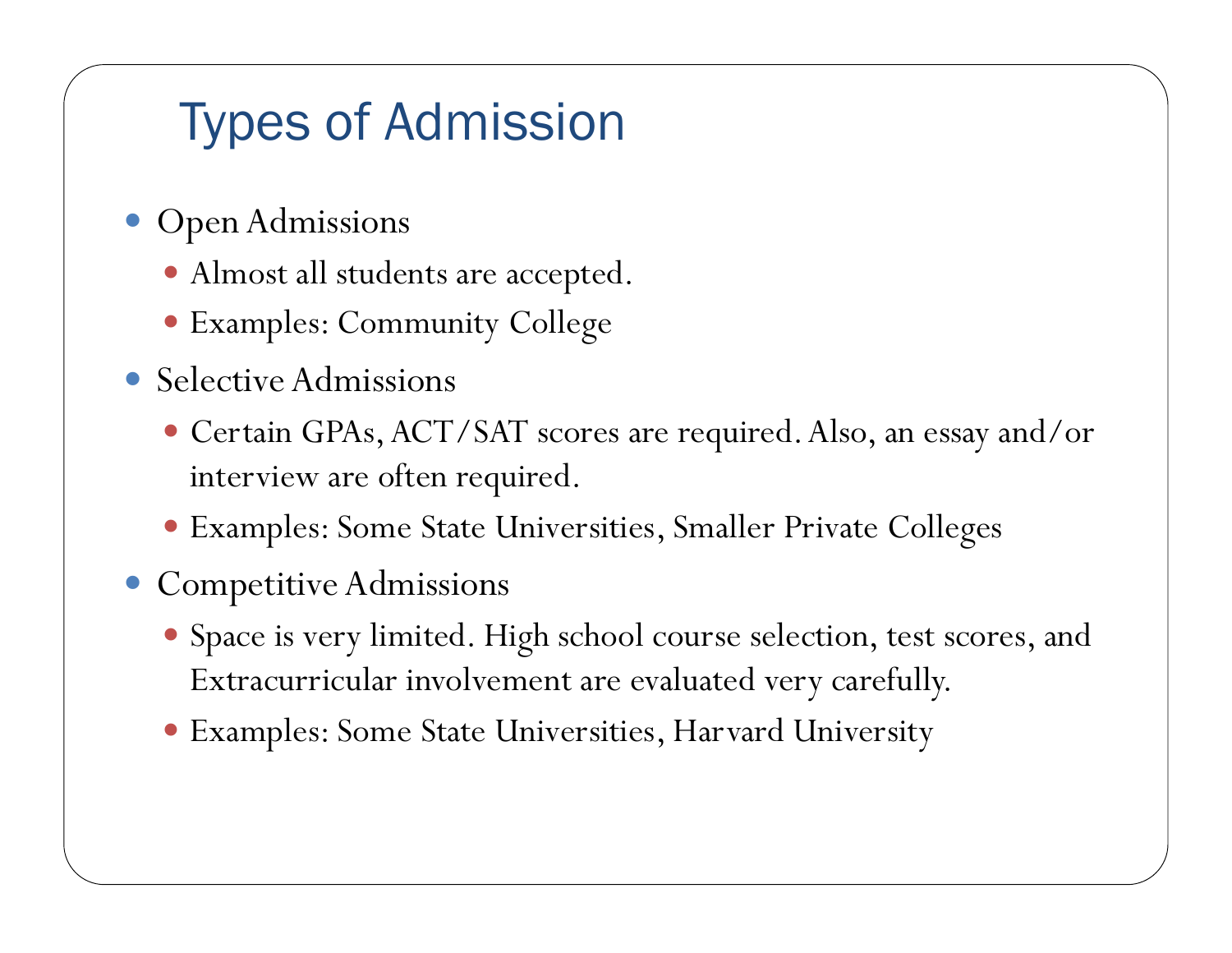# Types of Admission

- Open Admissions
  - Almost all students are accepted.
  - Examples: Community College
- Selective Admissions
  - Certain GPAs, ACT/SAT scores are required. Also, an essay and/or interview are often required.
  - Examples: Some State Universities, Smaller Private Colleges
- Competitive Admissions
  - Space is very limited. High school course selection, test scores, and Extracurricular involvement are evaluated very carefully.
  - Examples: Some State Universities, Harvard University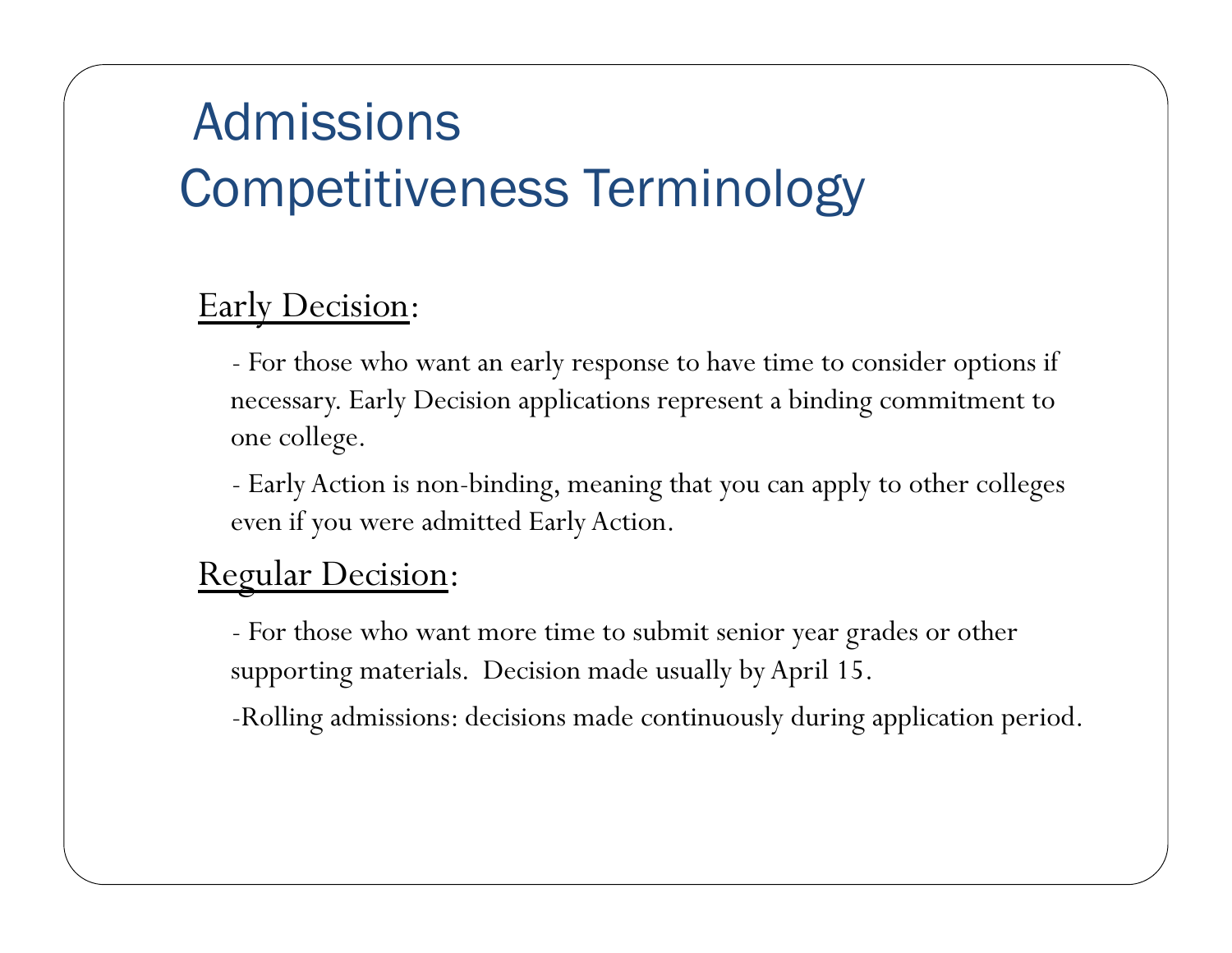# Admissions Competitiveness Terminology

<u>Early Decision</u>:

- For those who want an early response to have time to consider options if necessary. Early Decision applications represent a binding commitment to one college.
- Early Action is non-binding, meaning that you can apply to other colleges even if you were admitted Early Action.

<u>Regular Decision</u>:

- For those who want more time to submit senior year grades or other supporting materials. Decision made usually by April 15.
- Rolling admissions: decisions made continuously during application period.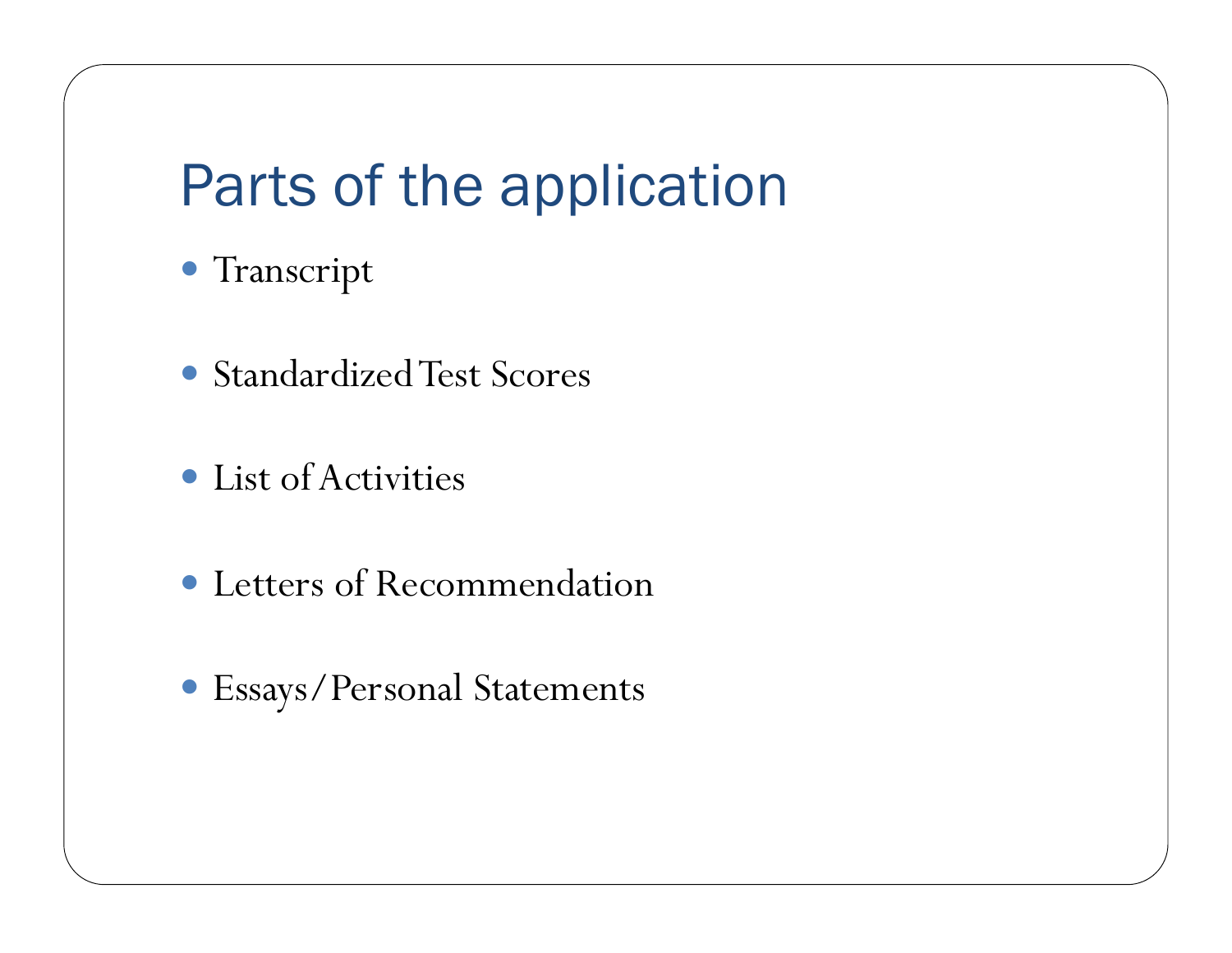# Parts of the application

- Transcript
- Standardized Test Scores
- List of Activities
- Letters of Recommendation
- Essays/Personal Statements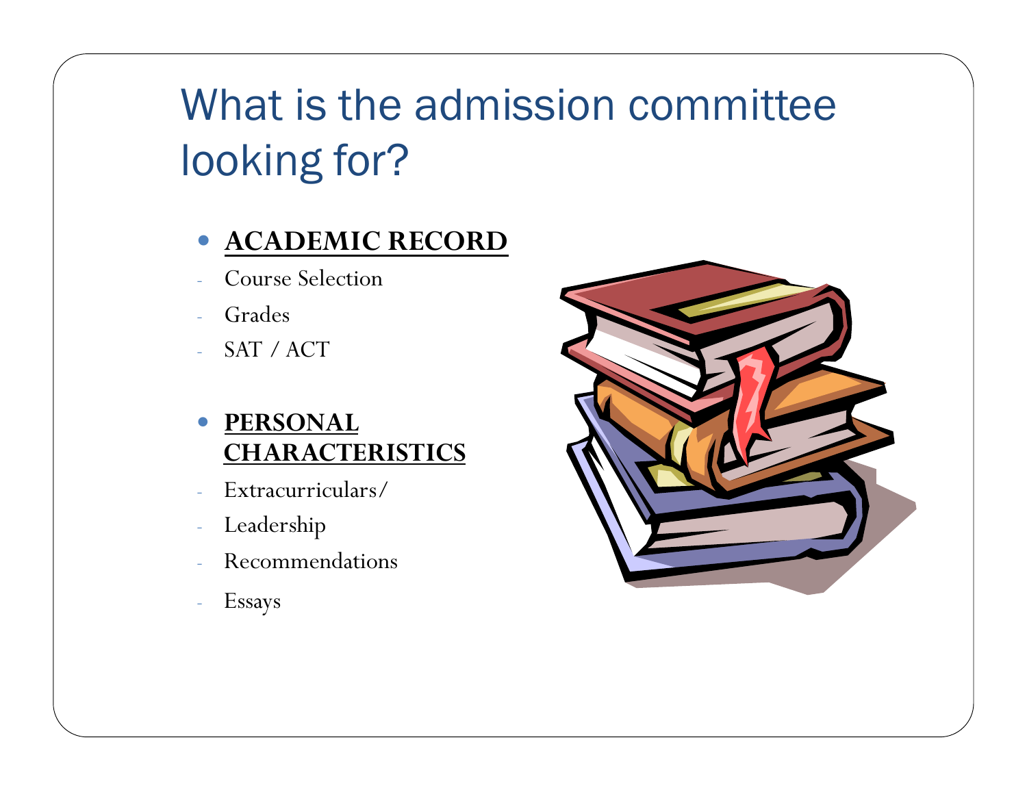# What is the admission committee looking for?

- **ACADEMIC RECORD**
  - Course Selection
  - Grades
  - SAT / ACT

- **PERSONAL CHARACTERISTICS**
  - Extracurriculars/
  - Leadership
  - Recommendations
  - Essays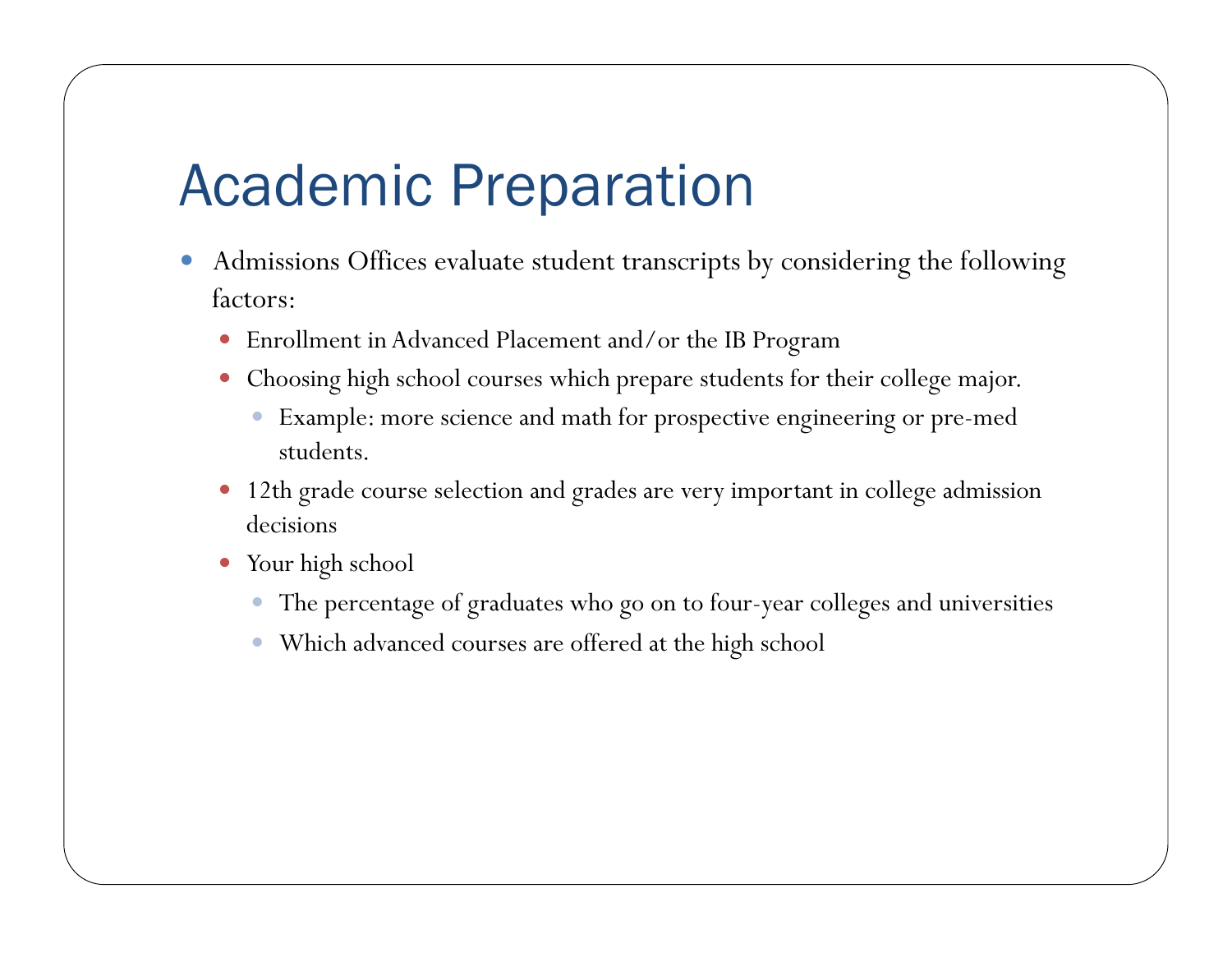# Academic Preparation

- Admissions Offices evaluate student transcripts by considering the following factors:
  - Enrollment in Advanced Placement and/or the IB Program
  - Choosing high school courses which prepare students for their college major.
    - Example: more science and math for prospective engineering or pre-med students.
  - 12th grade course selection and grades are very important in college admission decisions
  - Your high school
    - The percentage of graduates who go on to four-year colleges and universities
    - Which advanced courses are offered at the high school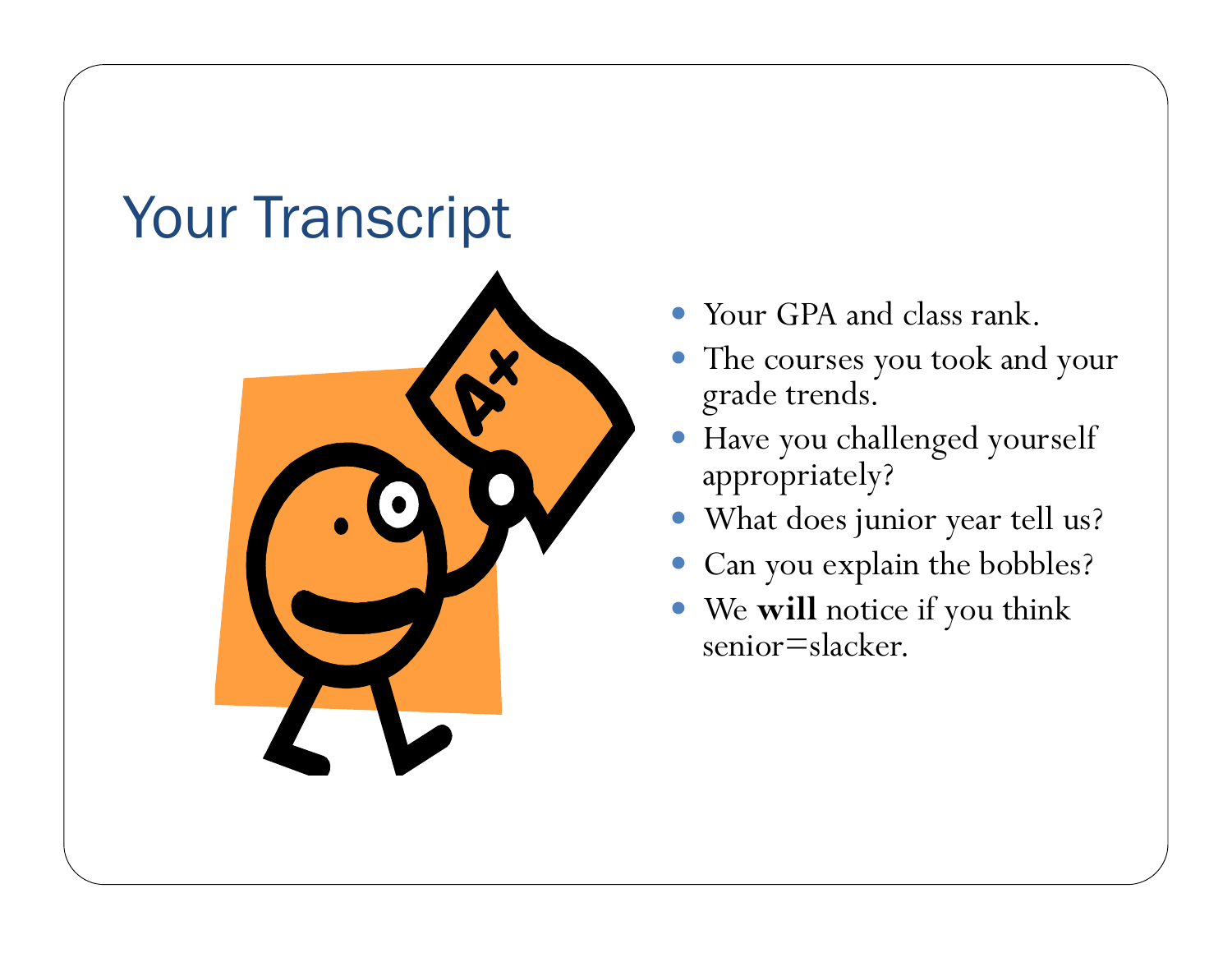# Your Transcript

- Your GPA and class rank.
- The courses you took and your grade trends.
- Have you challenged yourself appropriately?
- What does junior year tell us?
- Can you explain the bobbles?
- We **will** notice if you think senior=slacker.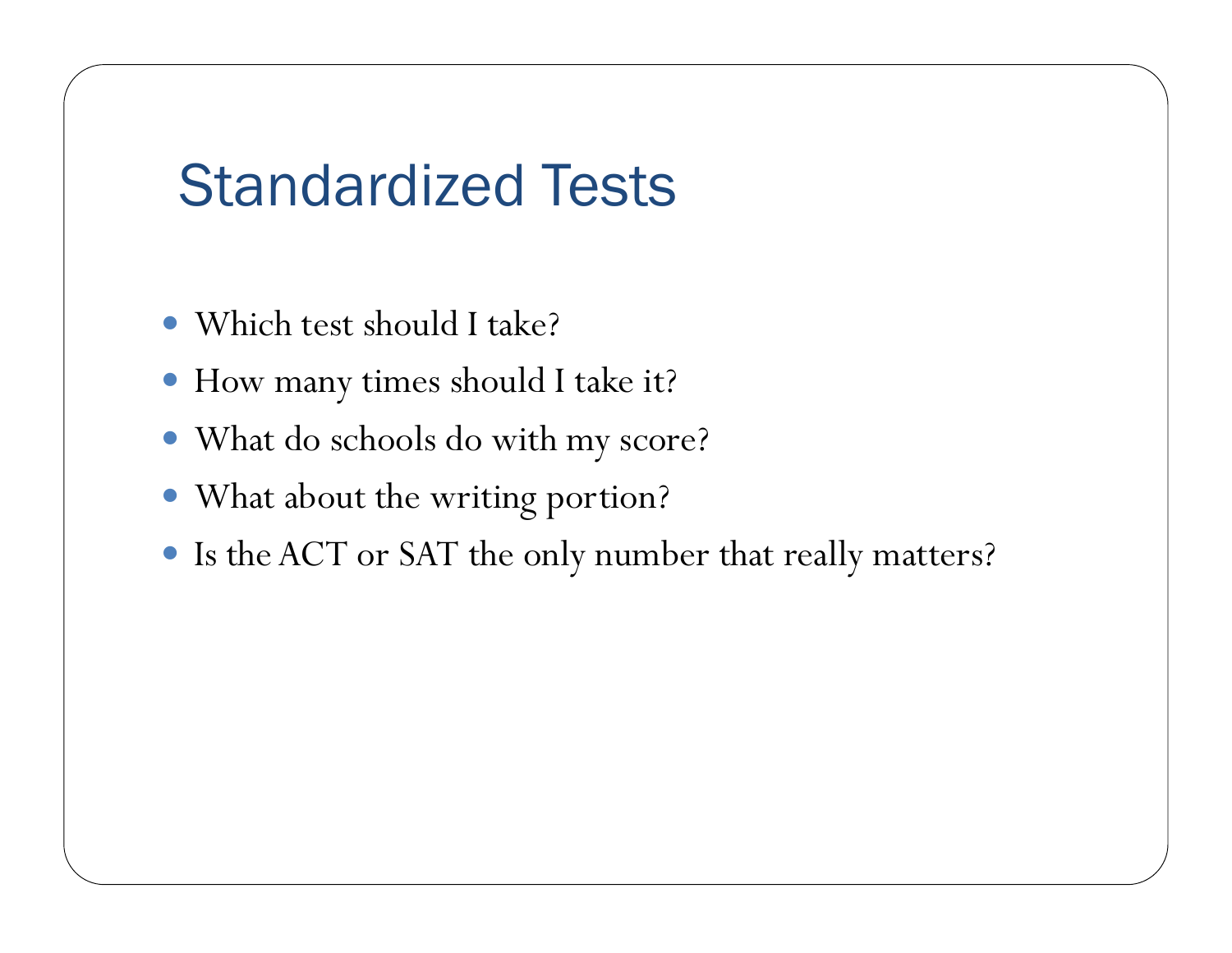# Standardized Tests

- Which test should I take?
- How many times should I take it?
- What do schools do with my score?
- What about the writing portion?
- Is the ACT or SAT the only number that really matters?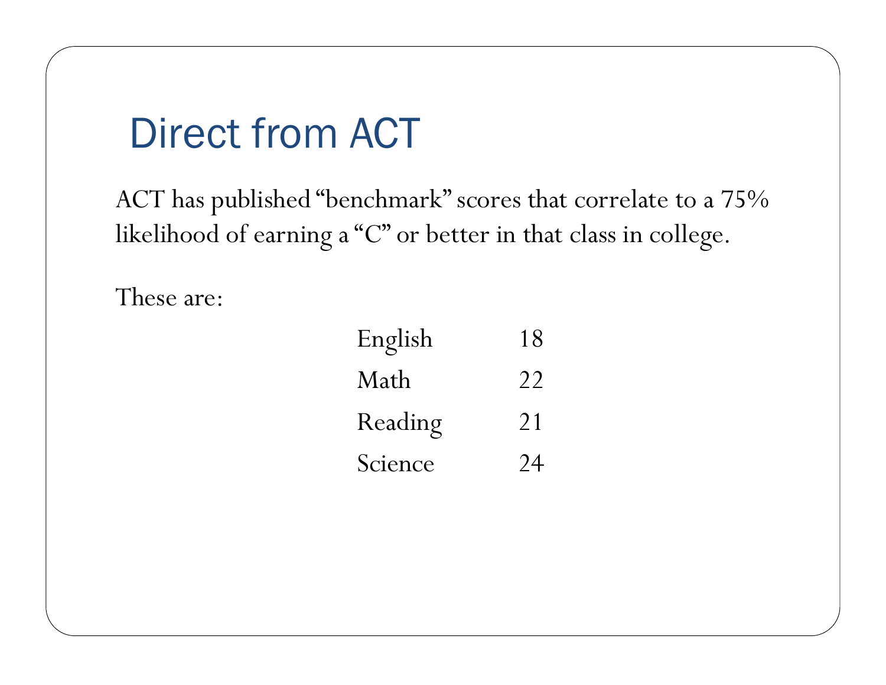# Direct from ACT

ACT has published "benchmark" scores that correlate to a 75% likelihood of earning a "C" or better in that class in college.

These are:

| Subject | Score |
| --- | --- |
| English | 18 |
| Math | 22 |
| Reading | 21 |
| Science | 24 |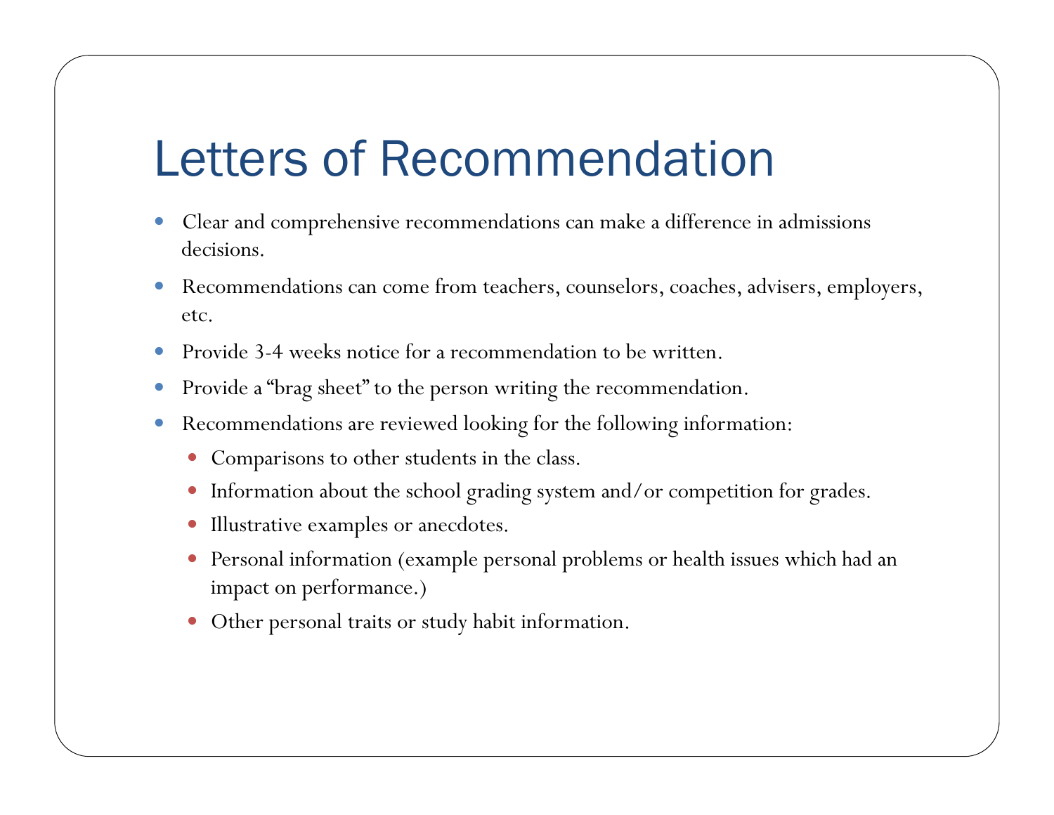# Letters of Recommendation

- Clear and comprehensive recommendations can make a difference in admissions decisions.
- Recommendations can come from teachers, counselors, coaches, advisers, employers, etc.
- Provide 3-4 weeks notice for a recommendation to be written.
- Provide a "brag sheet" to the person writing the recommendation.
- Recommendations are reviewed looking for the following information:
  - Comparisons to other students in the class.
  - Information about the school grading system and/or competition for grades.
  - Illustrative examples or anecdotes.
  - Personal information (example personal problems or health issues which had an impact on performance.)
  - Other personal traits or study habit information.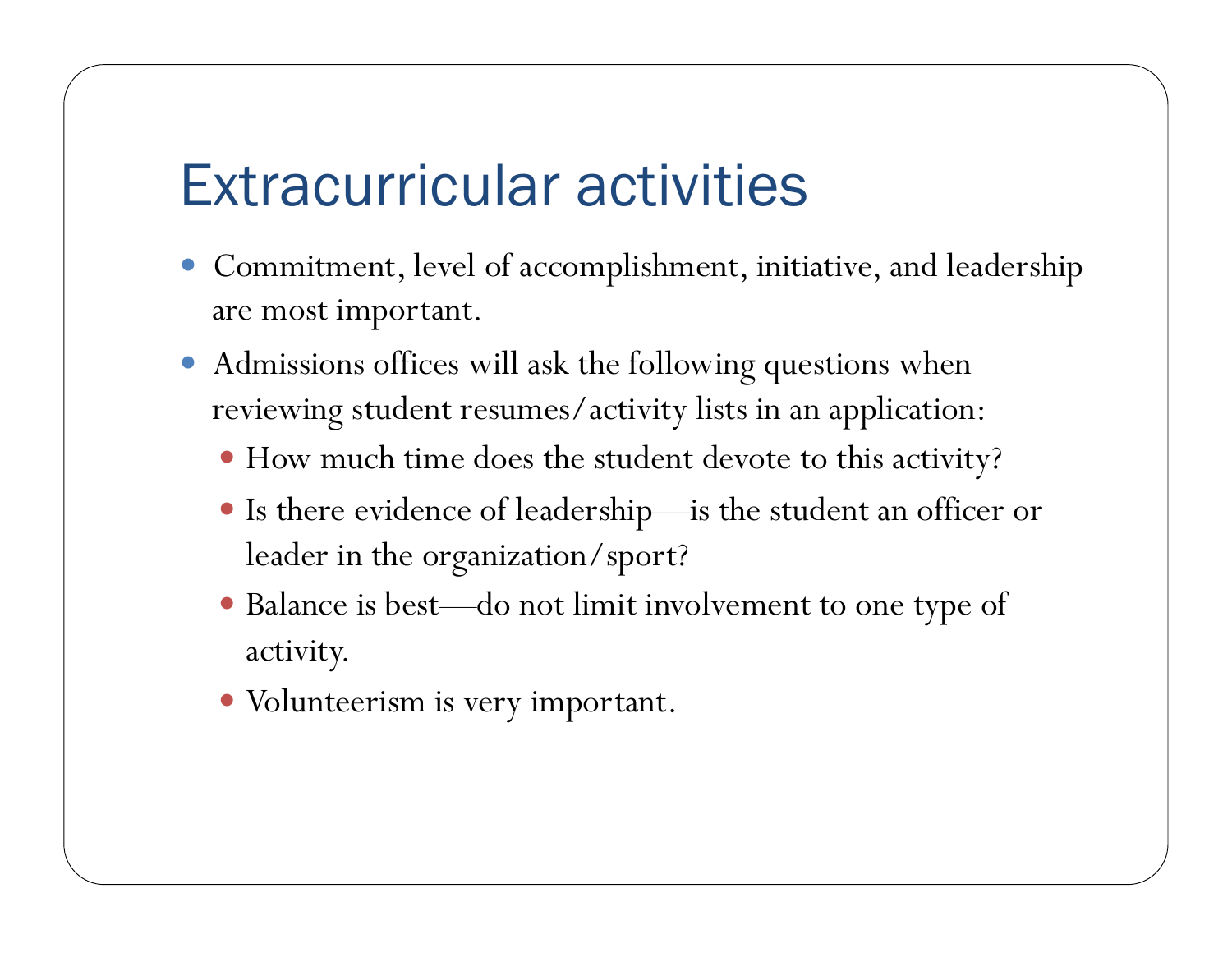# Extracurricular activities

- Commitment, level of accomplishment, initiative, and leadership are most important.
- Admissions offices will ask the following questions when reviewing student resumes/activity lists in an application:
  - How much time does the student devote to this activity?
  - Is there evidence of leadership—is the student an officer or leader in the organization/sport?
  - Balance is best—do not limit involvement to one type of activity.
  - Volunteerism is very important.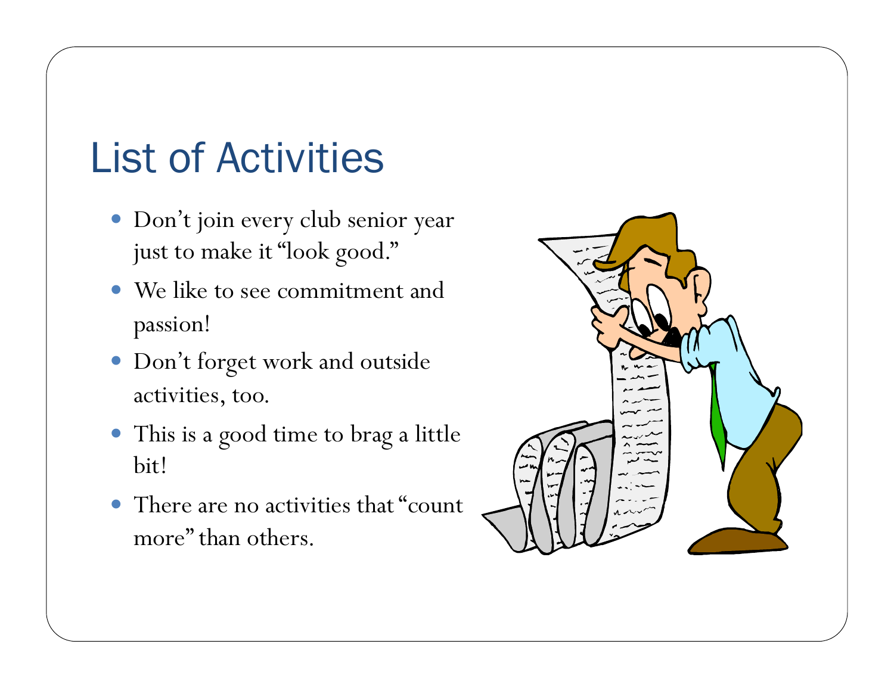# List of Activities

- Don't join every club senior year just to make it "look good."
- We like to see commitment and passion!
- Don't forget work and outside activities, too.
- This is a good time to brag a little bit!
- There are no activities that "count more" than others.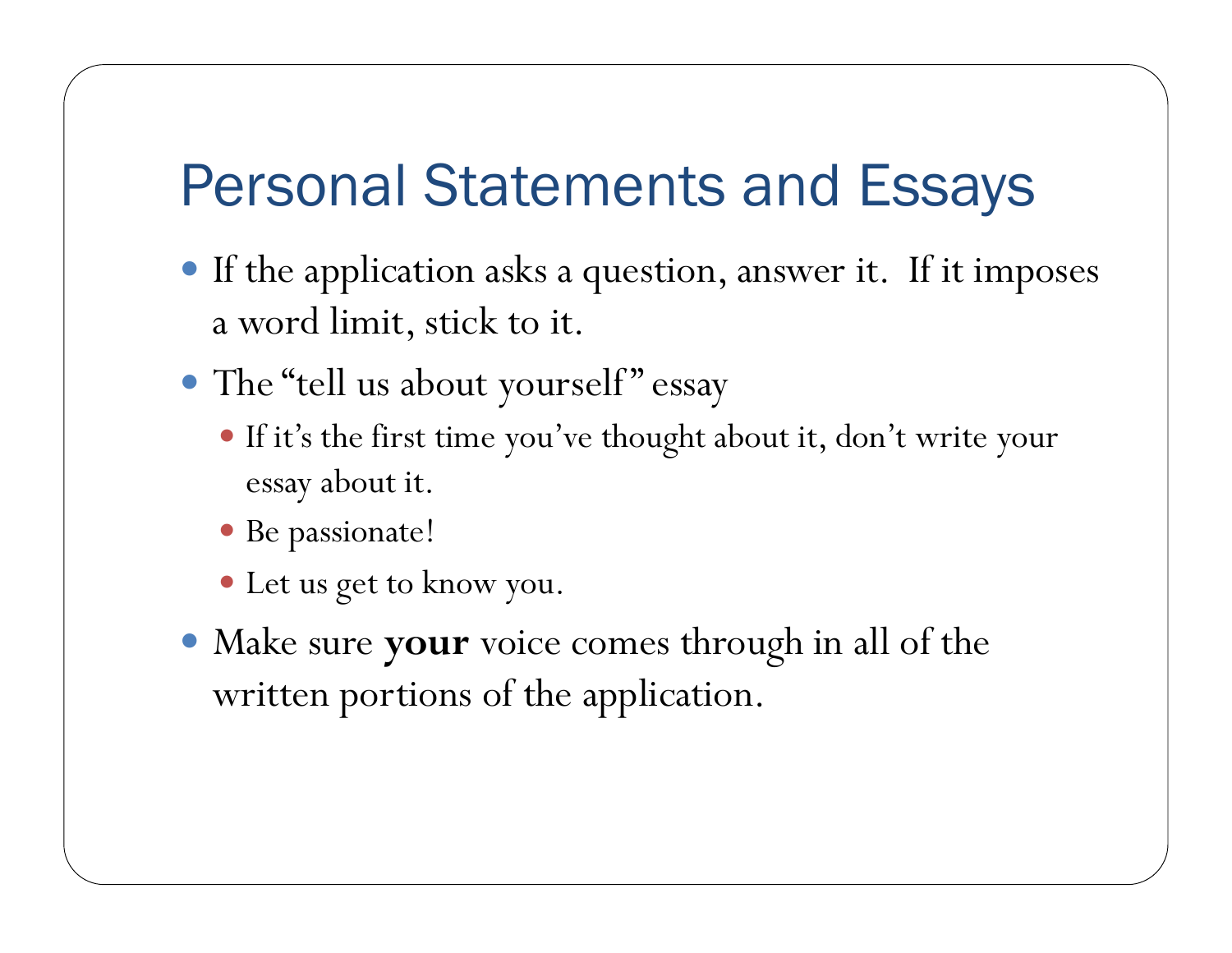# Personal Statements and Essays

- If the application asks a question, answer it. If it imposes a word limit, stick to it.
- The "tell us about yourself" essay
  - If it's the first time you've thought about it, don't write your essay about it.
  - Be passionate!
  - Let us get to know you.
- Make sure **your** voice comes through in all of the written portions of the application.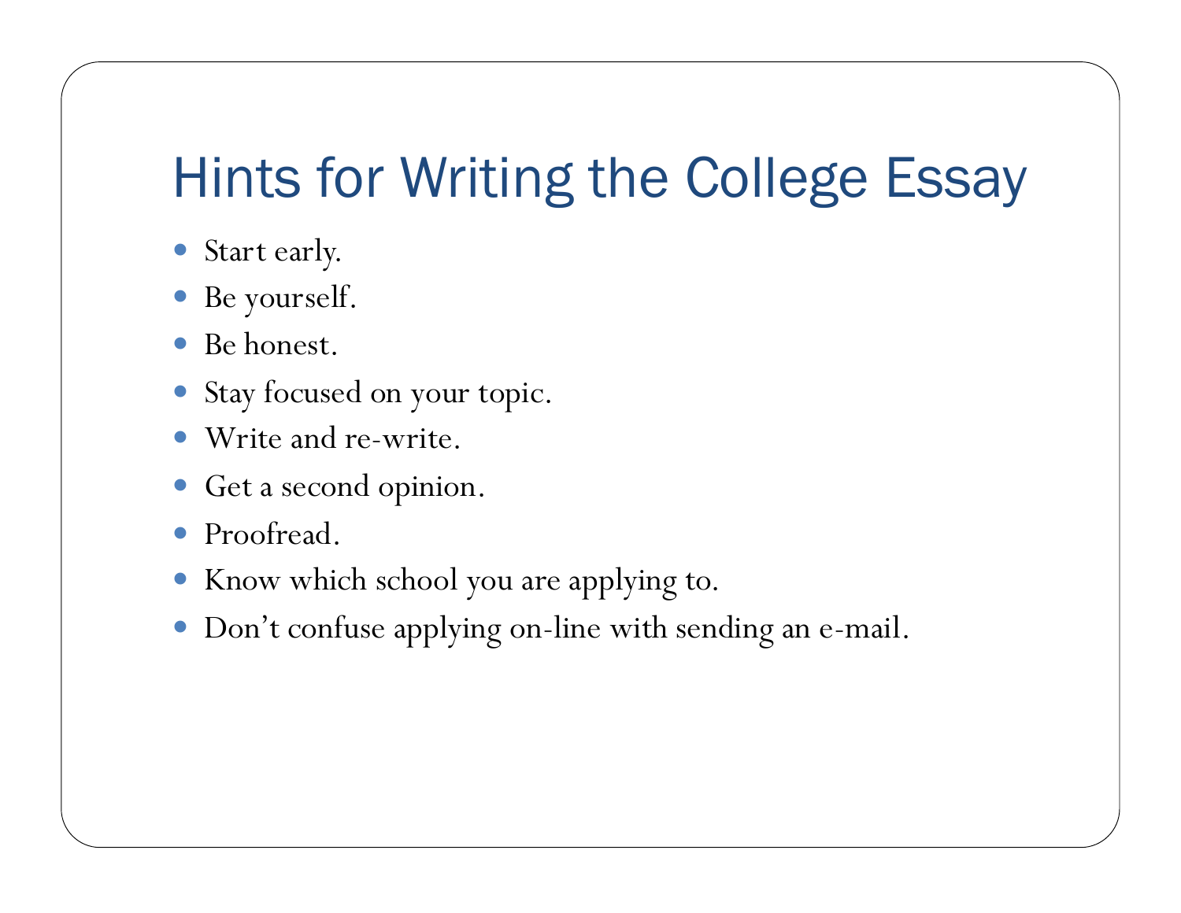# Hints for Writing the College Essay

- Start early.
- Be yourself.
- Be honest.
- Stay focused on your topic.
- Write and re-write.
- Get a second opinion.
- Proofread.
- Know which school you are applying to.
- Don’t confuse applying on-line with sending an e-mail.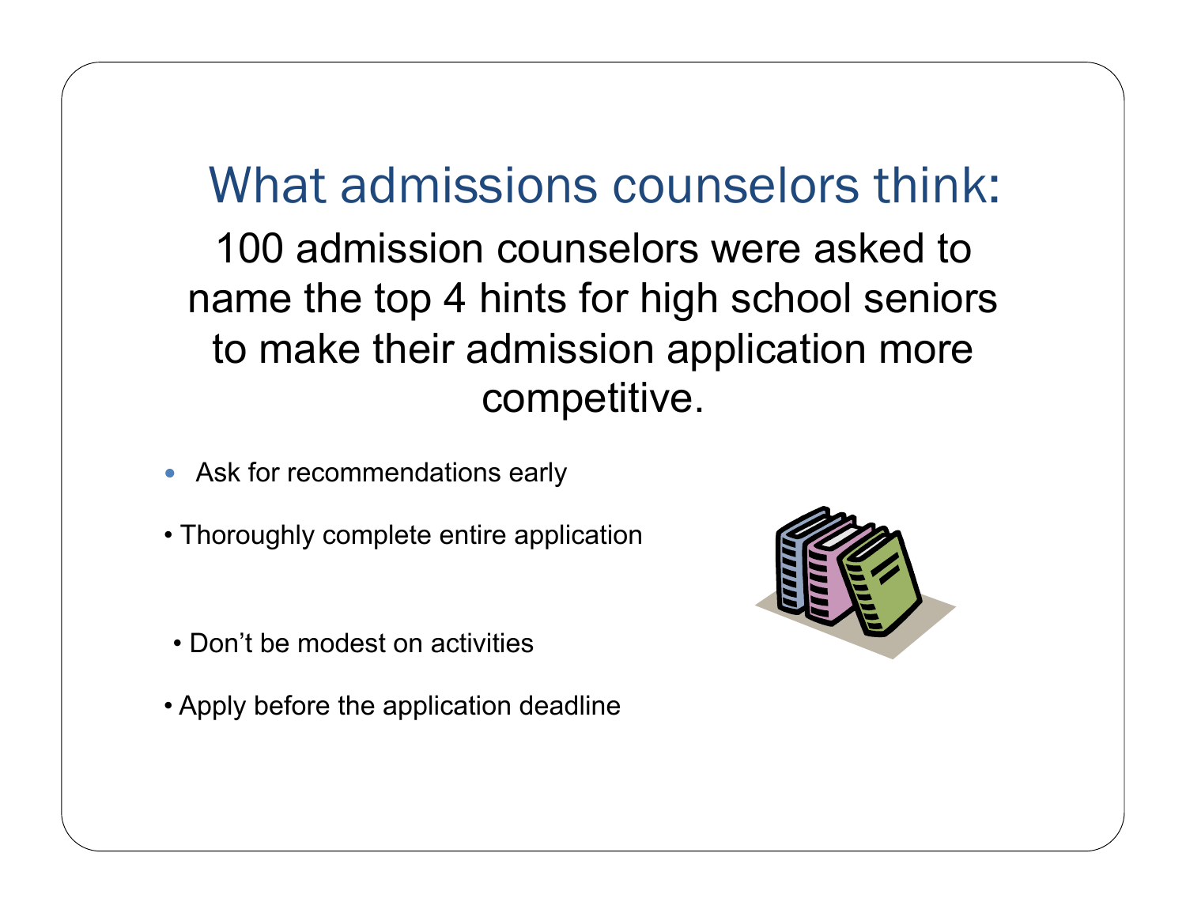# What admissions counselors think:

100 admission counselors were asked to name the top 4 hints for high school seniors to make their admission application more competitive.

- Ask for recommendations early
- Thoroughly complete entire application
- Don't be modest on activities
- Apply before the application deadline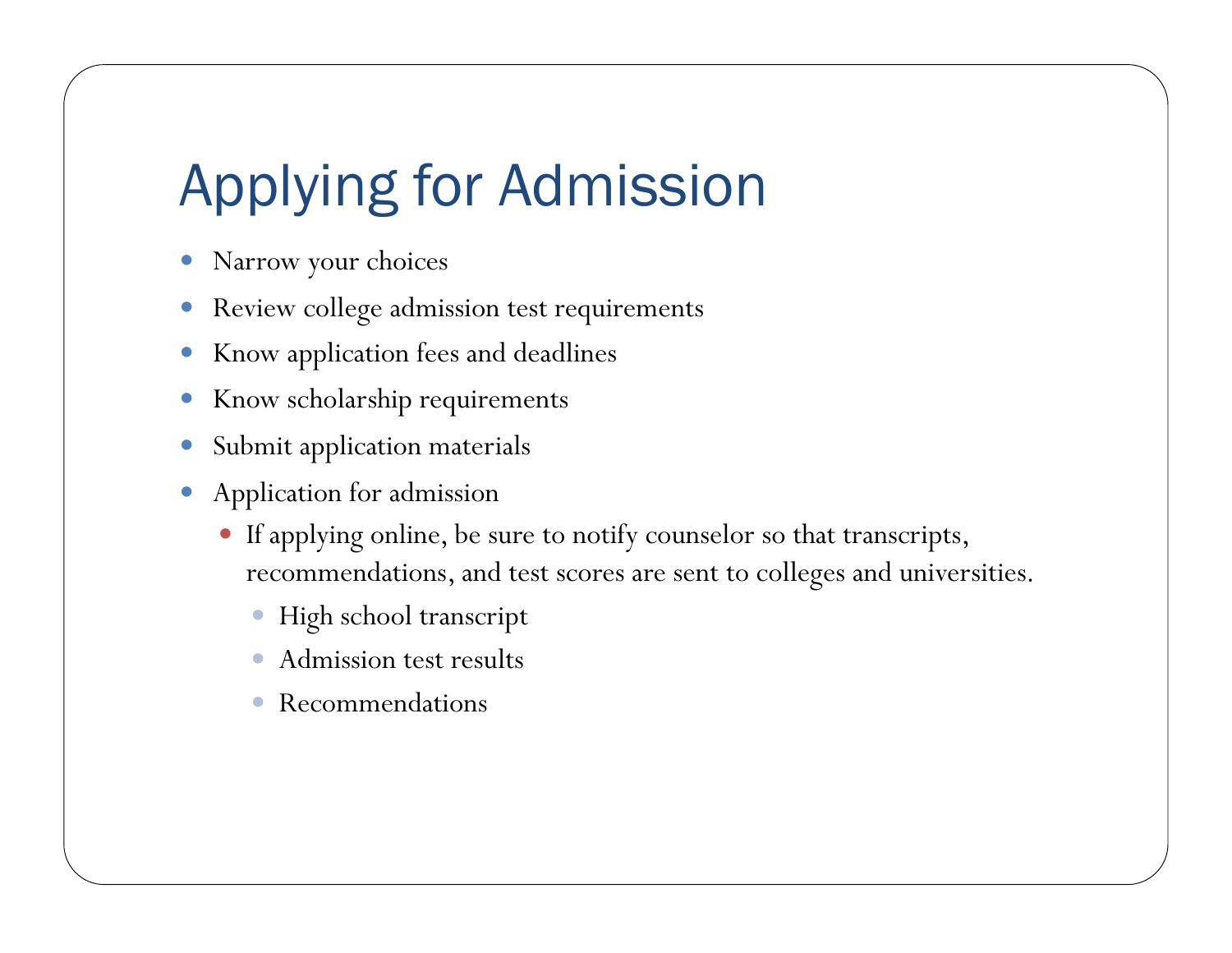# Applying for Admission

- Narrow your choices
- Review college admission test requirements
- Know application fees and deadlines
- Know scholarship requirements
- Submit application materials
- Application for admission
  - If applying online, be sure to notify counselor so that transcripts, recommendations, and test scores are sent to colleges and universities.
    - High school transcript
    - Admission test results
    - Recommendations